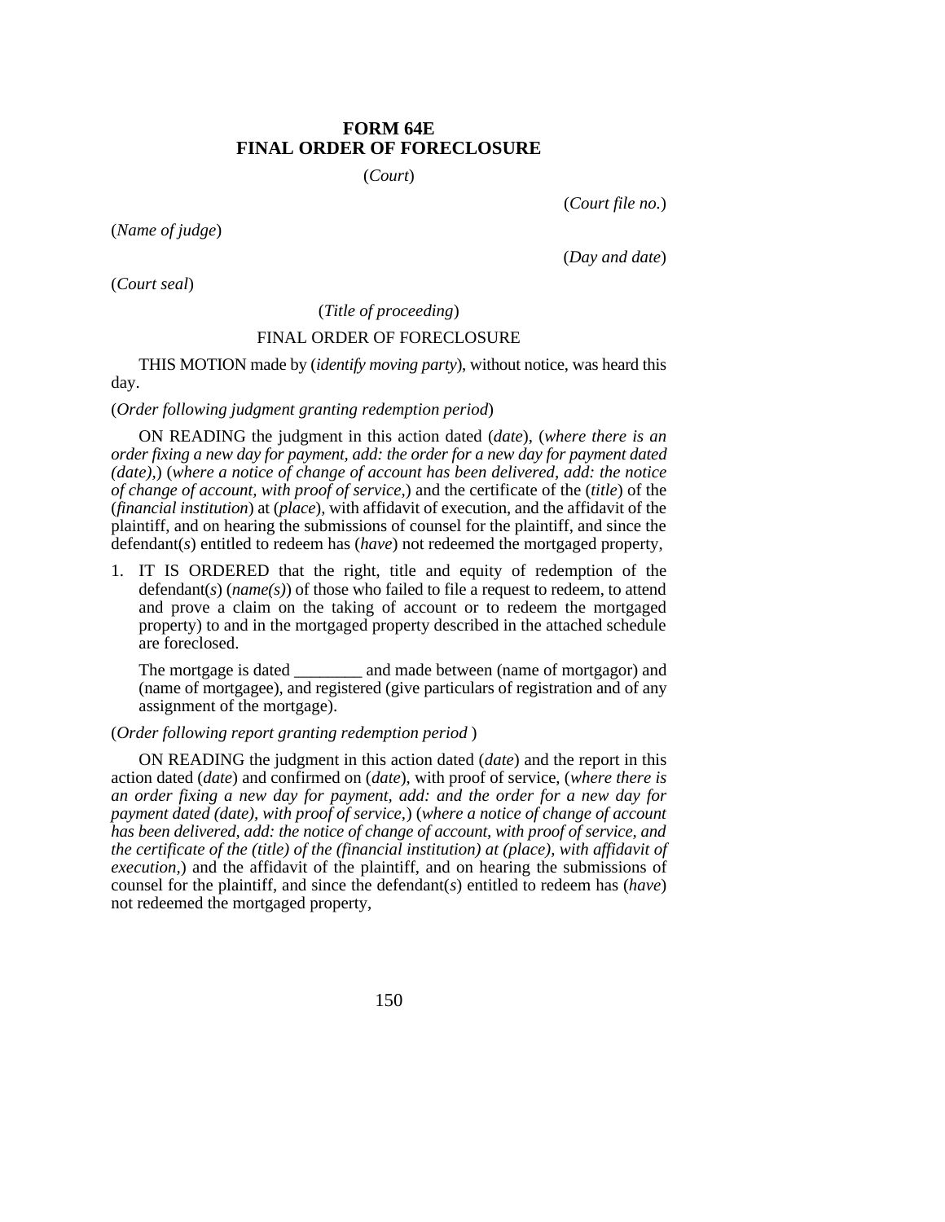# FORM 64E
# FINAL ORDER OF FORECLOSURE

(*Court*)

(*Court file no.*)

(*Name of judge*)

(*Day and date*)

(*Court seal*)

(*Title of proceeding*)

FINAL ORDER OF FORECLOSURE

THIS MOTION made by (*identify moving party*), without notice, was heard this day.

(*Order following judgment granting redemption period*)

ON READING the judgment in this action dated (*date*), (*where there is an order fixing a new day for payment, add: the order for a new day for payment dated (date),*) (*where a notice of change of account has been delivered, add: the notice of change of account, with proof of service,*) and the certificate of the (*title*) of the (*financial institution*) at (*place*), with affidavit of execution, and the affidavit of the plaintiff, and on hearing the submissions of counsel for the plaintiff, and since the defendant(*s*) entitled to redeem has (*have*) not redeemed the mortgaged property,

1. IT IS ORDERED that the right, title and equity of redemption of the defendant(*s*) (*name(s)*) of those who failed to file a request to redeem, to attend and prove a claim on the taking of account or to redeem the mortgaged property) to and in the mortgaged property described in the attached schedule are foreclosed.

   The mortgage is dated ________ and made between (name of mortgagor) and (name of mortgagee), and registered (give particulars of registration and of any assignment of the mortgage).

(*Order following report granting redemption period* )

ON READING the judgment in this action dated (*date*) and the report in this action dated (*date*) and confirmed on (*date*), with proof of service, (*where there is an order fixing a new day for payment, add: and the order for a new day for payment dated (date), with proof of service,*) (*where a notice of change of account has been delivered, add: the notice of change of account, with proof of service, and the certificate of the (title) of the (financial institution) at (place), with affidavit of execution,*) and the affidavit of the plaintiff, and on hearing the submissions of counsel for the plaintiff, and since the defendant(*s*) entitled to redeem has (*have*) not redeemed the mortgaged property,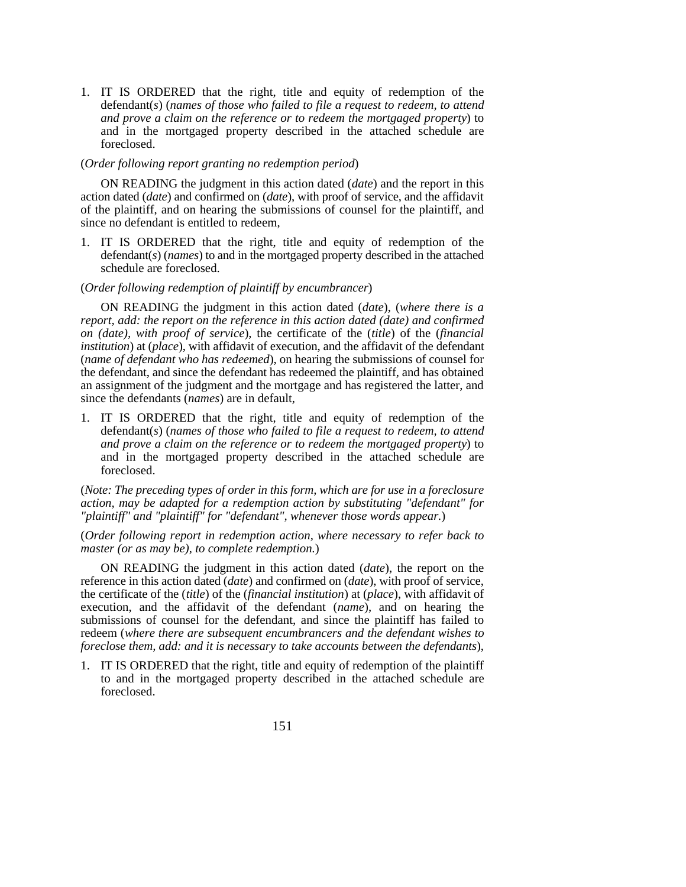1. IT IS ORDERED that the right, title and equity of redemption of the defendant(*s*) (*names of those who failed to file a request to redeem, to attend and prove a claim on the reference or to redeem the mortgaged property*) to and in the mortgaged property described in the attached schedule are foreclosed.

(*Order following report granting no redemption period*)

ON READING the judgment in this action dated (*date*) and the report in this action dated (*date*) and confirmed on (*date*), with proof of service, and the affidavit of the plaintiff, and on hearing the submissions of counsel for the plaintiff, and since no defendant is entitled to redeem,

1. IT IS ORDERED that the right, title and equity of redemption of the defendant(*s*) (*names*) to and in the mortgaged property described in the attached schedule are foreclosed.

(*Order following redemption of plaintiff by encumbrancer*)

ON READING the judgment in this action dated (*date*), (*where there is a report, add: the report on the reference in this action dated (date) and confirmed on (date), with proof of service*), the certificate of the (*title*) of the (*financial institution*) at (*place*), with affidavit of execution, and the affidavit of the defendant (*name of defendant who has redeemed*), on hearing the submissions of counsel for the defendant, and since the defendant has redeemed the plaintiff, and has obtained an assignment of the judgment and the mortgage and has registered the latter, and since the defendants (*names*) are in default,

1. IT IS ORDERED that the right, title and equity of redemption of the defendant(*s*) (*names of those who failed to file a request to redeem, to attend and prove a claim on the reference or to redeem the mortgaged property*) to and in the mortgaged property described in the attached schedule are foreclosed.

(*Note: The preceding types of order in this form, which are for use in a foreclosure action, may be adapted for a redemption action by substituting "defendant" for "plaintiff" and "plaintiff" for "defendant", whenever those words appear.*)

(*Order following report in redemption action, where necessary to refer back to master (or as may be), to complete redemption.*)

ON READING the judgment in this action dated (*date*), the report on the reference in this action dated (*date*) and confirmed on (*date*), with proof of service, the certificate of the (*title*) of the (*financial institution*) at (*place*), with affidavit of execution, and the affidavit of the defendant (*name*), and on hearing the submissions of counsel for the defendant, and since the plaintiff has failed to redeem (*where there are subsequent encumbrancers and the defendant wishes to foreclose them, add: and it is necessary to take accounts between the defendants*),

1. IT IS ORDERED that the right, title and equity of redemption of the plaintiff to and in the mortgaged property described in the attached schedule are foreclosed.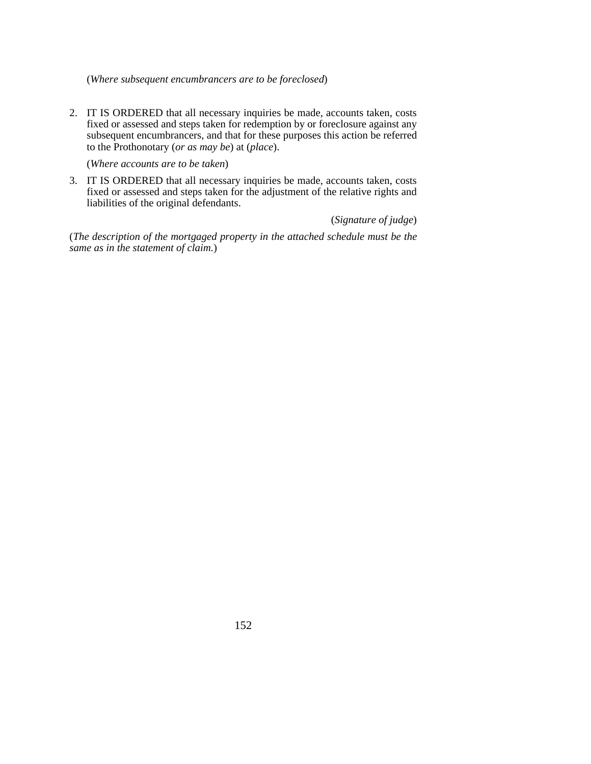(*Where subsequent encumbrancers are to be foreclosed*)

2. IT IS ORDERED that all necessary inquiries be made, accounts taken, costs fixed or assessed and steps taken for redemption by or foreclosure against any subsequent encumbrancers, and that for these purposes this action be referred to the Prothonotary (*or as may be*) at (*place*).

   (*Where accounts are to be taken*)

3. IT IS ORDERED that all necessary inquiries be made, accounts taken, costs fixed or assessed and steps taken for the adjustment of the relative rights and liabilities of the original defendants.

(*Signature of judge*)

(*The description of the mortgaged property in the attached schedule must be the same as in the statement of claim.*)